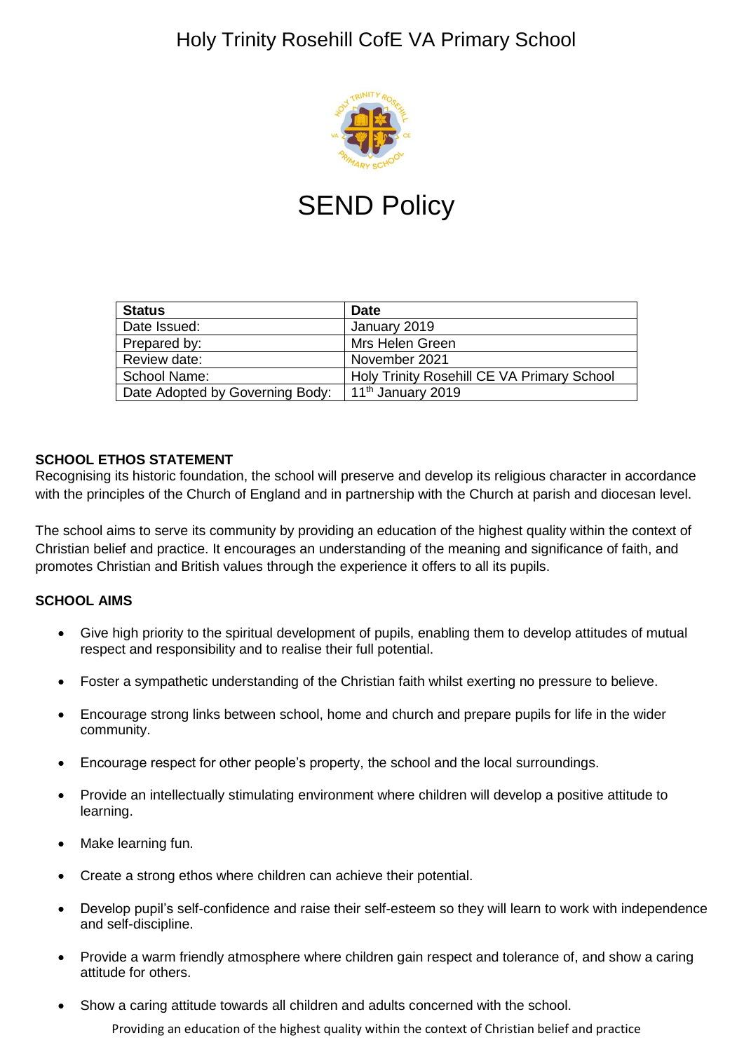# Holy Trinity Rosehill CofE VA Primary School

# SEND Policy

| Status | Date |
|---|---|
| Date Issued: | January 2019 |
| Prepared by: | Mrs Helen Green |
| Review date: | November 2021 |
| School Name: | Holy Trinity Rosehill CE VA Primary School |
| Date Adopted by Governing Body: | 11th January 2019 |

**SCHOOL ETHOS STATEMENT**

Recognising its historic foundation, the school will preserve and develop its religious character in accordance with the principles of the Church of England and in partnership with the Church at parish and diocesan level.

The school aims to serve its community by providing an education of the highest quality within the context of Christian belief and practice. It encourages an understanding of the meaning and significance of faith, and promotes Christian and British values through the experience it offers to all its pupils.

**SCHOOL AIMS**

- Give high priority to the spiritual development of pupils, enabling them to develop attitudes of mutual respect and responsibility and to realise their full potential.
- Foster a sympathetic understanding of the Christian faith whilst exerting no pressure to believe.
- Encourage strong links between school, home and church and prepare pupils for life in the wider community.
- Encourage respect for other people's property, the school and the local surroundings.
- Provide an intellectually stimulating environment where children will develop a positive attitude to learning.
- Make learning fun.
- Create a strong ethos where children can achieve their potential.
- Develop pupil's self-confidence and raise their self-esteem so they will learn to work with independence and self-discipline.
- Provide a warm friendly atmosphere where children gain respect and tolerance of, and show a caring attitude for others.
- Show a caring attitude towards all children and adults concerned with the school.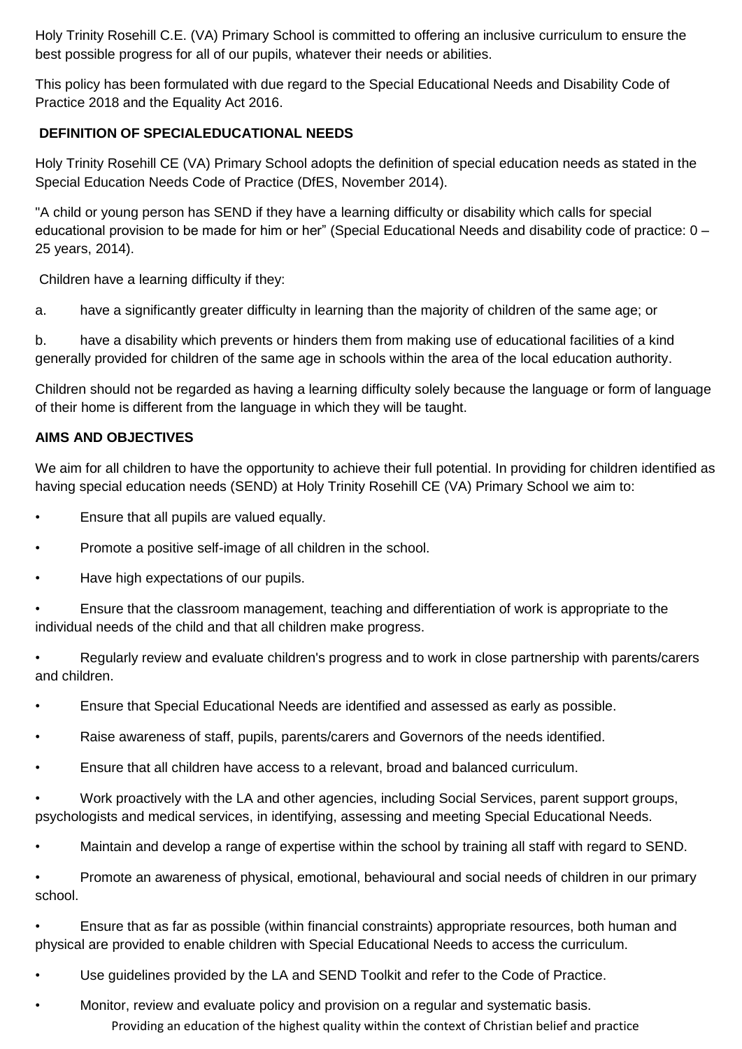Holy Trinity Rosehill C.E. (VA) Primary School is committed to offering an inclusive curriculum to ensure the best possible progress for all of our pupils, whatever their needs or abilities.

This policy has been formulated with due regard to the Special Educational Needs and Disability Code of Practice 2018 and the Equality Act 2016.

**DEFINITION OF SPECIALEDUCATIONAL NEEDS**

Holy Trinity Rosehill CE (VA) Primary School adopts the definition of special education needs as stated in the Special Education Needs Code of Practice (DfES, November 2014).

"A child or young person has SEND if they have a learning difficulty or disability which calls for special educational provision to be made for him or her" (Special Educational Needs and disability code of practice: 0 – 25 years, 2014).

Children have a learning difficulty if they:

a. have a significantly greater difficulty in learning than the majority of children of the same age; or

b. have a disability which prevents or hinders them from making use of educational facilities of a kind generally provided for children of the same age in schools within the area of the local education authority.

Children should not be regarded as having a learning difficulty solely because the language or form of language of their home is different from the language in which they will be taught.

**AIMS AND OBJECTIVES**

We aim for all children to have the opportunity to achieve their full potential. In providing for children identified as having special education needs (SEND) at Holy Trinity Rosehill CE (VA) Primary School we aim to:

- Ensure that all pupils are valued equally.
- Promote a positive self-image of all children in the school.
- Have high expectations of our pupils.
- Ensure that the classroom management, teaching and differentiation of work is appropriate to the individual needs of the child and that all children make progress.
- Regularly review and evaluate children's progress and to work in close partnership with parents/carers and children.
- Ensure that Special Educational Needs are identified and assessed as early as possible.
- Raise awareness of staff, pupils, parents/carers and Governors of the needs identified.
- Ensure that all children have access to a relevant, broad and balanced curriculum.
- Work proactively with the LA and other agencies, including Social Services, parent support groups, psychologists and medical services, in identifying, assessing and meeting Special Educational Needs.
- Maintain and develop a range of expertise within the school by training all staff with regard to SEND.
- Promote an awareness of physical, emotional, behavioural and social needs of children in our primary school.
- Ensure that as far as possible (within financial constraints) appropriate resources, both human and physical are provided to enable children with Special Educational Needs to access the curriculum.
- Use guidelines provided by the LA and SEND Toolkit and refer to the Code of Practice.
- Monitor, review and evaluate policy and provision on a regular and systematic basis.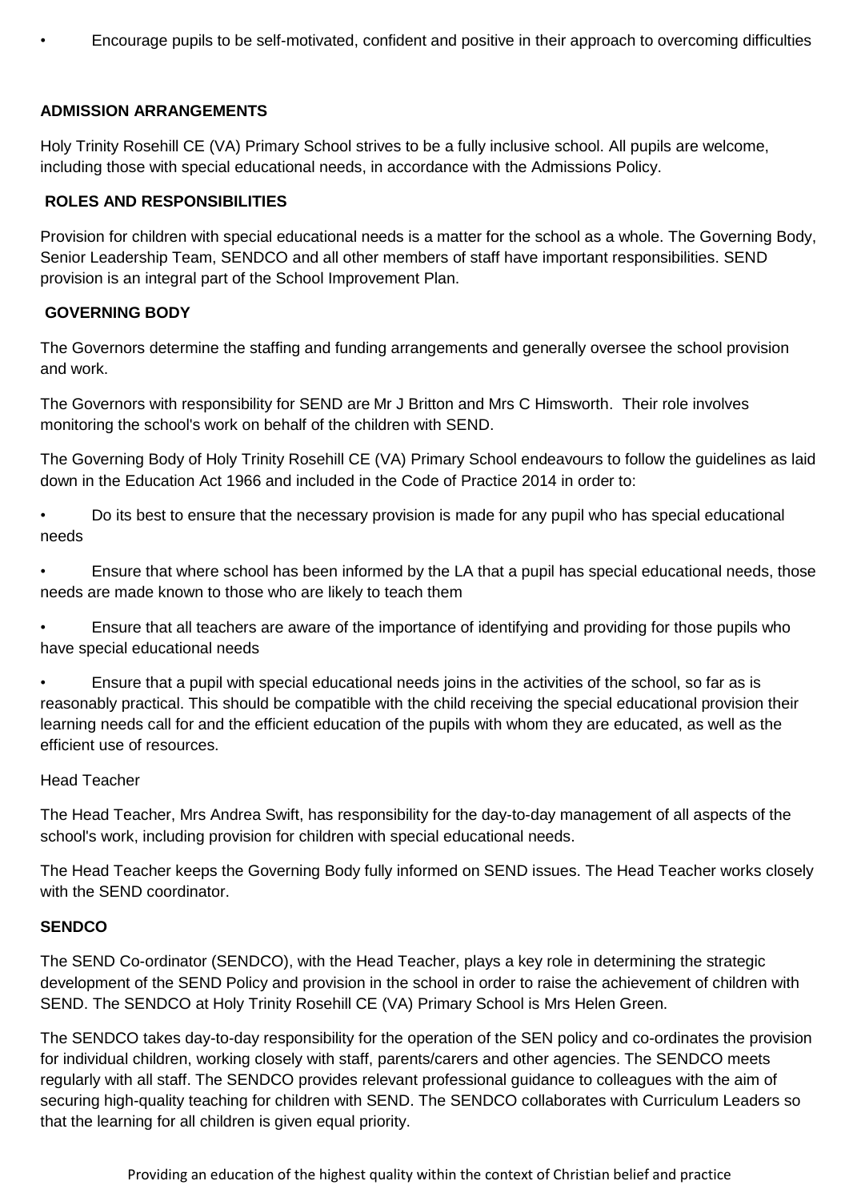- Encourage pupils to be self-motivated, confident and positive in their approach to overcoming difficulties

**ADMISSION ARRANGEMENTS**

Holy Trinity Rosehill CE (VA) Primary School strives to be a fully inclusive school. All pupils are welcome, including those with special educational needs, in accordance with the Admissions Policy.

**ROLES AND RESPONSIBILITIES**

Provision for children with special educational needs is a matter for the school as a whole. The Governing Body, Senior Leadership Team, SENDCO and all other members of staff have important responsibilities. SEND provision is an integral part of the School Improvement Plan.

**GOVERNING BODY**

The Governors determine the staffing and funding arrangements and generally oversee the school provision and work.

The Governors with responsibility for SEND are Mr J Britton and Mrs C Himsworth. Their role involves monitoring the school's work on behalf of the children with SEND.

The Governing Body of Holy Trinity Rosehill CE (VA) Primary School endeavours to follow the guidelines as laid down in the Education Act 1966 and included in the Code of Practice 2014 in order to:

- Do its best to ensure that the necessary provision is made for any pupil who has special educational needs
- Ensure that where school has been informed by the LA that a pupil has special educational needs, those needs are made known to those who are likely to teach them
- Ensure that all teachers are aware of the importance of identifying and providing for those pupils who have special educational needs
- Ensure that a pupil with special educational needs joins in the activities of the school, so far as is reasonably practical. This should be compatible with the child receiving the special educational provision their learning needs call for and the efficient education of the pupils with whom they are educated, as well as the efficient use of resources.

Head Teacher

The Head Teacher, Mrs Andrea Swift, has responsibility for the day-to-day management of all aspects of the school's work, including provision for children with special educational needs.

The Head Teacher keeps the Governing Body fully informed on SEND issues. The Head Teacher works closely with the SEND coordinator.

**SENDCO**

The SEND Co-ordinator (SENDCO), with the Head Teacher, plays a key role in determining the strategic development of the SEND Policy and provision in the school in order to raise the achievement of children with SEND. The SENDCO at Holy Trinity Rosehill CE (VA) Primary School is Mrs Helen Green.

The SENDCO takes day-to-day responsibility for the operation of the SEN policy and co-ordinates the provision for individual children, working closely with staff, parents/carers and other agencies. The SENDCO meets regularly with all staff. The SENDCO provides relevant professional guidance to colleagues with the aim of securing high-quality teaching for children with SEND. The SENDCO collaborates with Curriculum Leaders so that the learning for all children is given equal priority.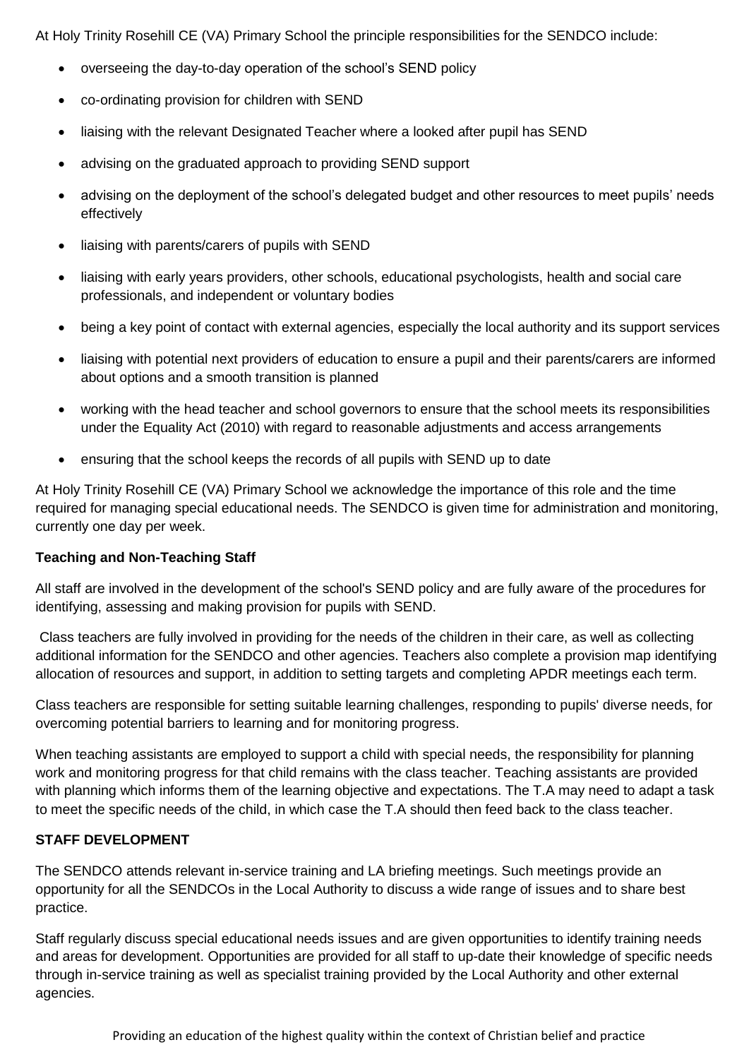At Holy Trinity Rosehill CE (VA) Primary School the principle responsibilities for the SENDCO include:

- overseeing the day-to-day operation of the school's SEND policy
- co-ordinating provision for children with SEND
- liaising with the relevant Designated Teacher where a looked after pupil has SEND
- advising on the graduated approach to providing SEND support
- advising on the deployment of the school's delegated budget and other resources to meet pupils' needs effectively
- liaising with parents/carers of pupils with SEND
- liaising with early years providers, other schools, educational psychologists, health and social care professionals, and independent or voluntary bodies
- being a key point of contact with external agencies, especially the local authority and its support services
- liaising with potential next providers of education to ensure a pupil and their parents/carers are informed about options and a smooth transition is planned
- working with the head teacher and school governors to ensure that the school meets its responsibilities under the Equality Act (2010) with regard to reasonable adjustments and access arrangements
- ensuring that the school keeps the records of all pupils with SEND up to date

At Holy Trinity Rosehill CE (VA) Primary School we acknowledge the importance of this role and the time required for managing special educational needs. The SENDCO is given time for administration and monitoring, currently one day per week.

**Teaching and Non-Teaching Staff**

All staff are involved in the development of the school's SEND policy and are fully aware of the procedures for identifying, assessing and making provision for pupils with SEND.

Class teachers are fully involved in providing for the needs of the children in their care, as well as collecting additional information for the SENDCO and other agencies. Teachers also complete a provision map identifying allocation of resources and support, in addition to setting targets and completing APDR meetings each term.

Class teachers are responsible for setting suitable learning challenges, responding to pupils' diverse needs, for overcoming potential barriers to learning and for monitoring progress.

When teaching assistants are employed to support a child with special needs, the responsibility for planning work and monitoring progress for that child remains with the class teacher. Teaching assistants are provided with planning which informs them of the learning objective and expectations. The T.A may need to adapt a task to meet the specific needs of the child, in which case the T.A should then feed back to the class teacher.

**STAFF DEVELOPMENT**

The SENDCO attends relevant in-service training and LA briefing meetings. Such meetings provide an opportunity for all the SENDCOs in the Local Authority to discuss a wide range of issues and to share best practice.

Staff regularly discuss special educational needs issues and are given opportunities to identify training needs and areas for development. Opportunities are provided for all staff to up-date their knowledge of specific needs through in-service training as well as specialist training provided by the Local Authority and other external agencies.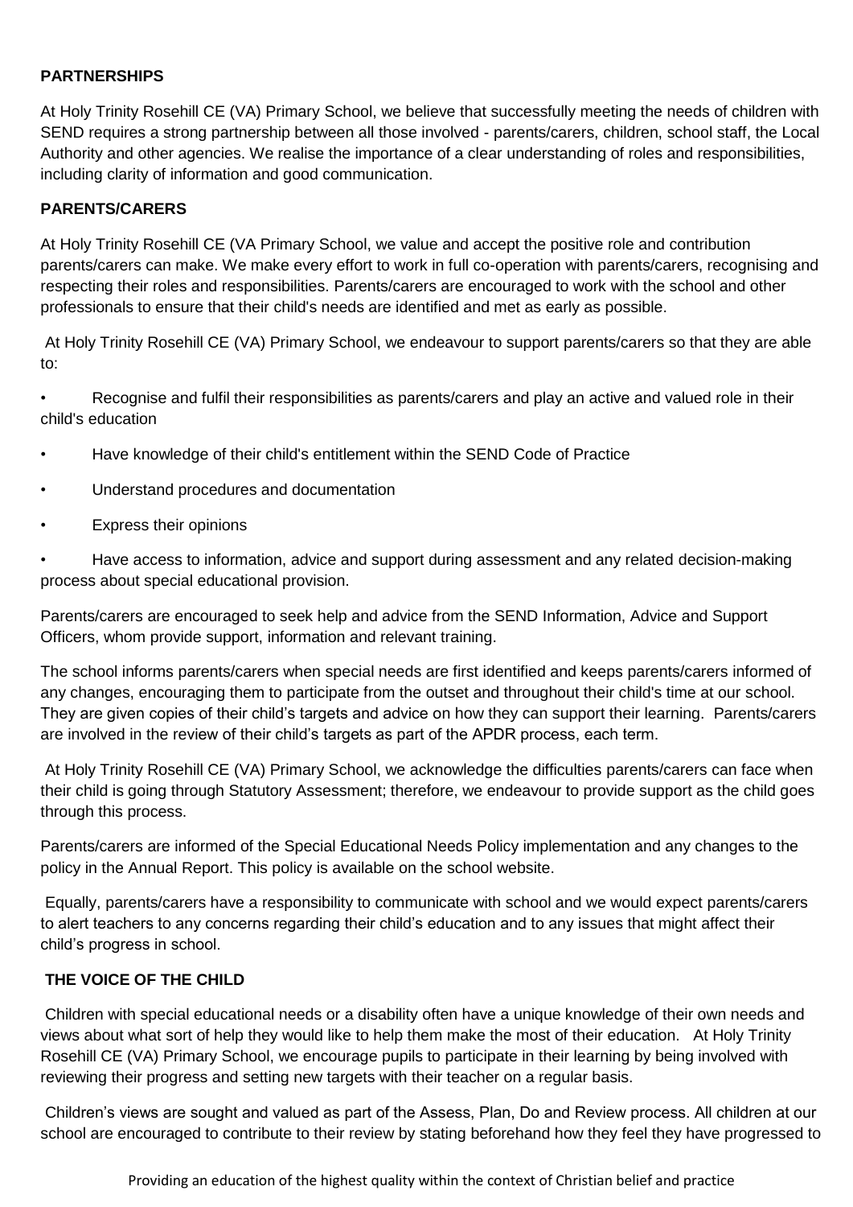**PARTNERSHIPS**

At Holy Trinity Rosehill CE (VA) Primary School, we believe that successfully meeting the needs of children with SEND requires a strong partnership between all those involved - parents/carers, children, school staff, the Local Authority and other agencies. We realise the importance of a clear understanding of roles and responsibilities, including clarity of information and good communication.

**PARENTS/CARERS**

At Holy Trinity Rosehill CE (VA Primary School, we value and accept the positive role and contribution parents/carers can make. We make every effort to work in full co-operation with parents/carers, recognising and respecting their roles and responsibilities. Parents/carers are encouraged to work with the school and other professionals to ensure that their child's needs are identified and met as early as possible.

At Holy Trinity Rosehill CE (VA) Primary School, we endeavour to support parents/carers so that they are able to:

- Recognise and fulfil their responsibilities as parents/carers and play an active and valued role in their child's education
- Have knowledge of their child's entitlement within the SEND Code of Practice
- Understand procedures and documentation
- Express their opinions
- Have access to information, advice and support during assessment and any related decision-making process about special educational provision.

Parents/carers are encouraged to seek help and advice from the SEND Information, Advice and Support Officers, whom provide support, information and relevant training.

The school informs parents/carers when special needs are first identified and keeps parents/carers informed of any changes, encouraging them to participate from the outset and throughout their child's time at our school. They are given copies of their child's targets and advice on how they can support their learning. Parents/carers are involved in the review of their child's targets as part of the APDR process, each term.

At Holy Trinity Rosehill CE (VA) Primary School, we acknowledge the difficulties parents/carers can face when their child is going through Statutory Assessment; therefore, we endeavour to provide support as the child goes through this process.

Parents/carers are informed of the Special Educational Needs Policy implementation and any changes to the policy in the Annual Report. This policy is available on the school website.

Equally, parents/carers have a responsibility to communicate with school and we would expect parents/carers to alert teachers to any concerns regarding their child's education and to any issues that might affect their child's progress in school.

**THE VOICE OF THE CHILD**

Children with special educational needs or a disability often have a unique knowledge of their own needs and views about what sort of help they would like to help them make the most of their education. At Holy Trinity Rosehill CE (VA) Primary School, we encourage pupils to participate in their learning by being involved with reviewing their progress and setting new targets with their teacher on a regular basis.

Children's views are sought and valued as part of the Assess, Plan, Do and Review process. All children at our school are encouraged to contribute to their review by stating beforehand how they feel they have progressed to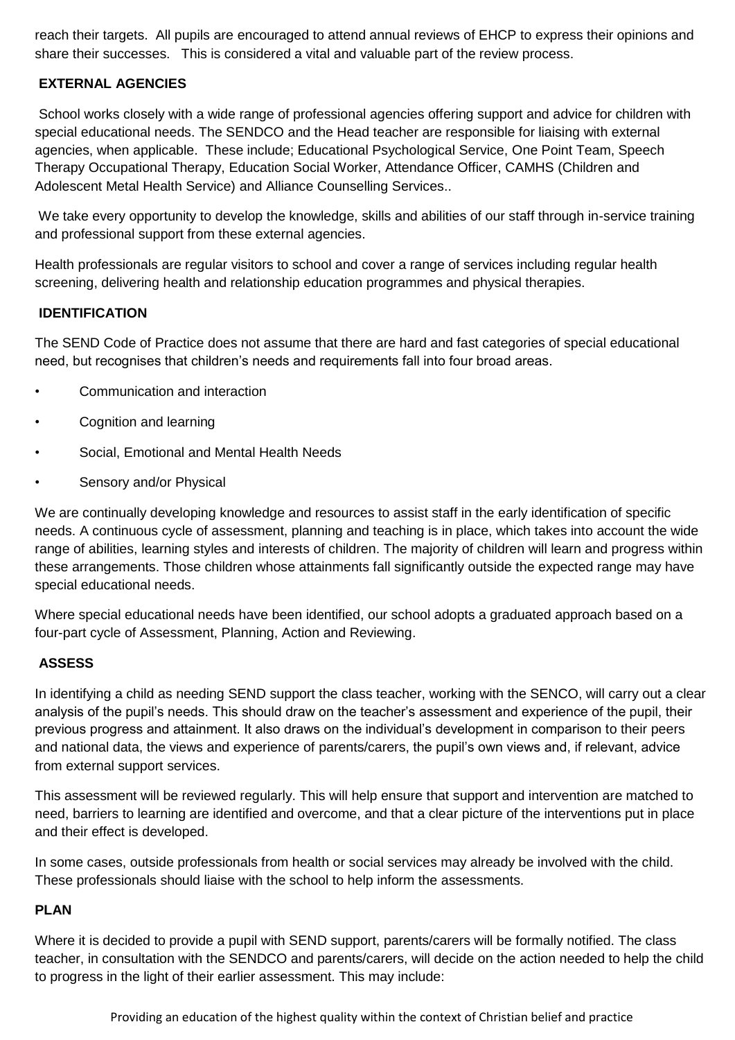reach their targets. All pupils are encouraged to attend annual reviews of EHCP to express their opinions and share their successes. This is considered a vital and valuable part of the review process.

**EXTERNAL AGENCIES**

School works closely with a wide range of professional agencies offering support and advice for children with special educational needs. The SENDCO and the Head teacher are responsible for liaising with external agencies, when applicable. These include; Educational Psychological Service, One Point Team, Speech Therapy Occupational Therapy, Education Social Worker, Attendance Officer, CAMHS (Children and Adolescent Metal Health Service) and Alliance Counselling Services..

We take every opportunity to develop the knowledge, skills and abilities of our staff through in-service training and professional support from these external agencies.

Health professionals are regular visitors to school and cover a range of services including regular health screening, delivering health and relationship education programmes and physical therapies.

**IDENTIFICATION**

The SEND Code of Practice does not assume that there are hard and fast categories of special educational need, but recognises that children's needs and requirements fall into four broad areas.

- Communication and interaction
- Cognition and learning
- Social, Emotional and Mental Health Needs
- Sensory and/or Physical

We are continually developing knowledge and resources to assist staff in the early identification of specific needs. A continuous cycle of assessment, planning and teaching is in place, which takes into account the wide range of abilities, learning styles and interests of children. The majority of children will learn and progress within these arrangements. Those children whose attainments fall significantly outside the expected range may have special educational needs.

Where special educational needs have been identified, our school adopts a graduated approach based on a four-part cycle of Assessment, Planning, Action and Reviewing.

**ASSESS**

In identifying a child as needing SEND support the class teacher, working with the SENCO, will carry out a clear analysis of the pupil's needs. This should draw on the teacher's assessment and experience of the pupil, their previous progress and attainment. It also draws on the individual's development in comparison to their peers and national data, the views and experience of parents/carers, the pupil's own views and, if relevant, advice from external support services.

This assessment will be reviewed regularly. This will help ensure that support and intervention are matched to need, barriers to learning are identified and overcome, and that a clear picture of the interventions put in place and their effect is developed.

In some cases, outside professionals from health or social services may already be involved with the child. These professionals should liaise with the school to help inform the assessments.

**PLAN**

Where it is decided to provide a pupil with SEND support, parents/carers will be formally notified. The class teacher, in consultation with the SENDCO and parents/carers, will decide on the action needed to help the child to progress in the light of their earlier assessment. This may include: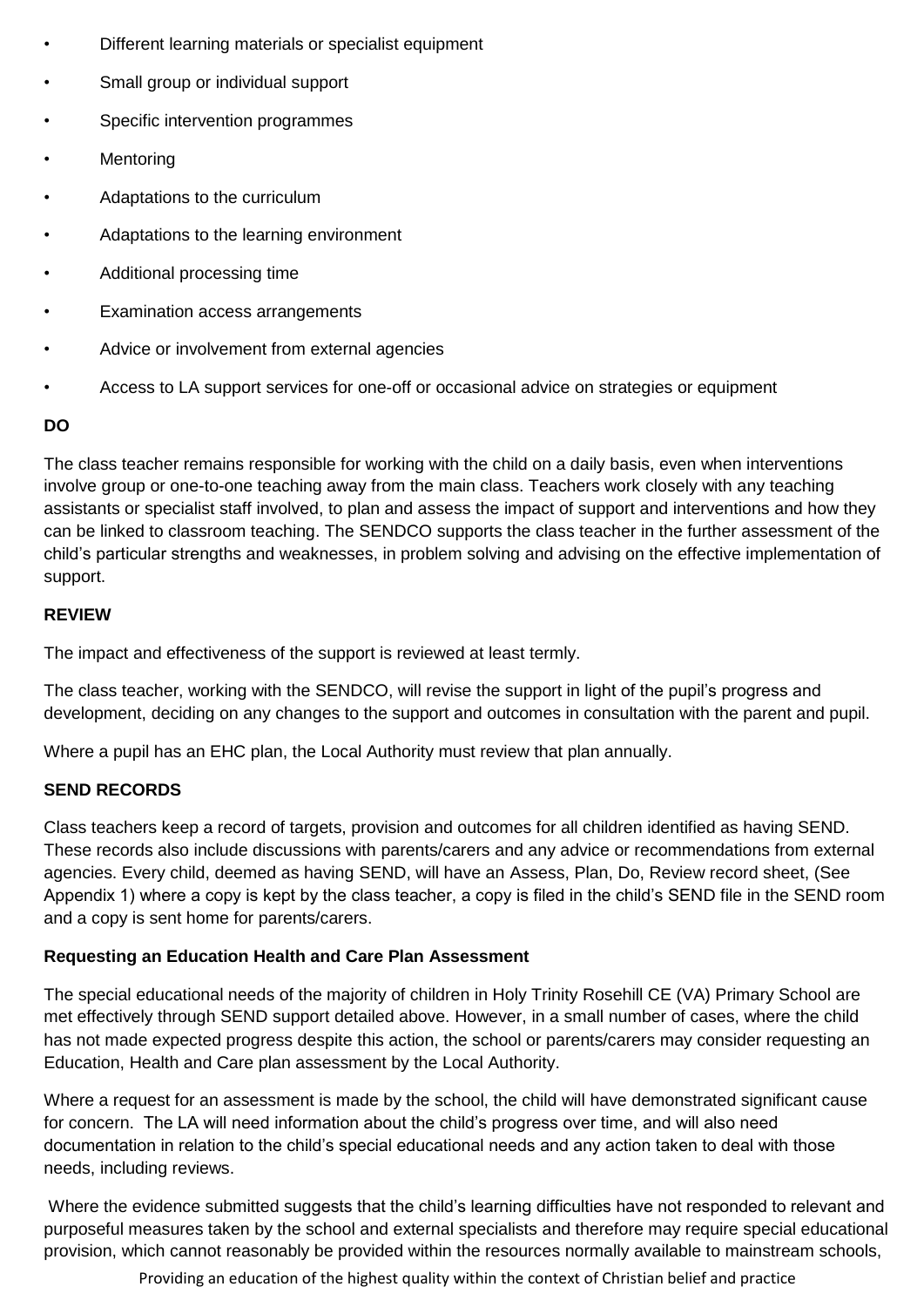- Different learning materials or specialist equipment
- Small group or individual support
- Specific intervention programmes
- Mentoring
- Adaptations to the curriculum
- Adaptations to the learning environment
- Additional processing time
- Examination access arrangements
- Advice or involvement from external agencies
- Access to LA support services for one-off or occasional advice on strategies or equipment

**DO**

The class teacher remains responsible for working with the child on a daily basis, even when interventions involve group or one-to-one teaching away from the main class. Teachers work closely with any teaching assistants or specialist staff involved, to plan and assess the impact of support and interventions and how they can be linked to classroom teaching. The SENDCO supports the class teacher in the further assessment of the child's particular strengths and weaknesses, in problem solving and advising on the effective implementation of support.

**REVIEW**

The impact and effectiveness of the support is reviewed at least termly.

The class teacher, working with the SENDCO, will revise the support in light of the pupil's progress and development, deciding on any changes to the support and outcomes in consultation with the parent and pupil.

Where a pupil has an EHC plan, the Local Authority must review that plan annually.

**SEND RECORDS**

Class teachers keep a record of targets, provision and outcomes for all children identified as having SEND. These records also include discussions with parents/carers and any advice or recommendations from external agencies. Every child, deemed as having SEND, will have an Assess, Plan, Do, Review record sheet, (See Appendix 1) where a copy is kept by the class teacher, a copy is filed in the child's SEND file in the SEND room and a copy is sent home for parents/carers.

**Requesting an Education Health and Care Plan Assessment**

The special educational needs of the majority of children in Holy Trinity Rosehill CE (VA) Primary School are met effectively through SEND support detailed above. However, in a small number of cases, where the child has not made expected progress despite this action, the school or parents/carers may consider requesting an Education, Health and Care plan assessment by the Local Authority.

Where a request for an assessment is made by the school, the child will have demonstrated significant cause for concern. The LA will need information about the child's progress over time, and will also need documentation in relation to the child's special educational needs and any action taken to deal with those needs, including reviews.

Where the evidence submitted suggests that the child's learning difficulties have not responded to relevant and purposeful measures taken by the school and external specialists and therefore may require special educational provision, which cannot reasonably be provided within the resources normally available to mainstream schools,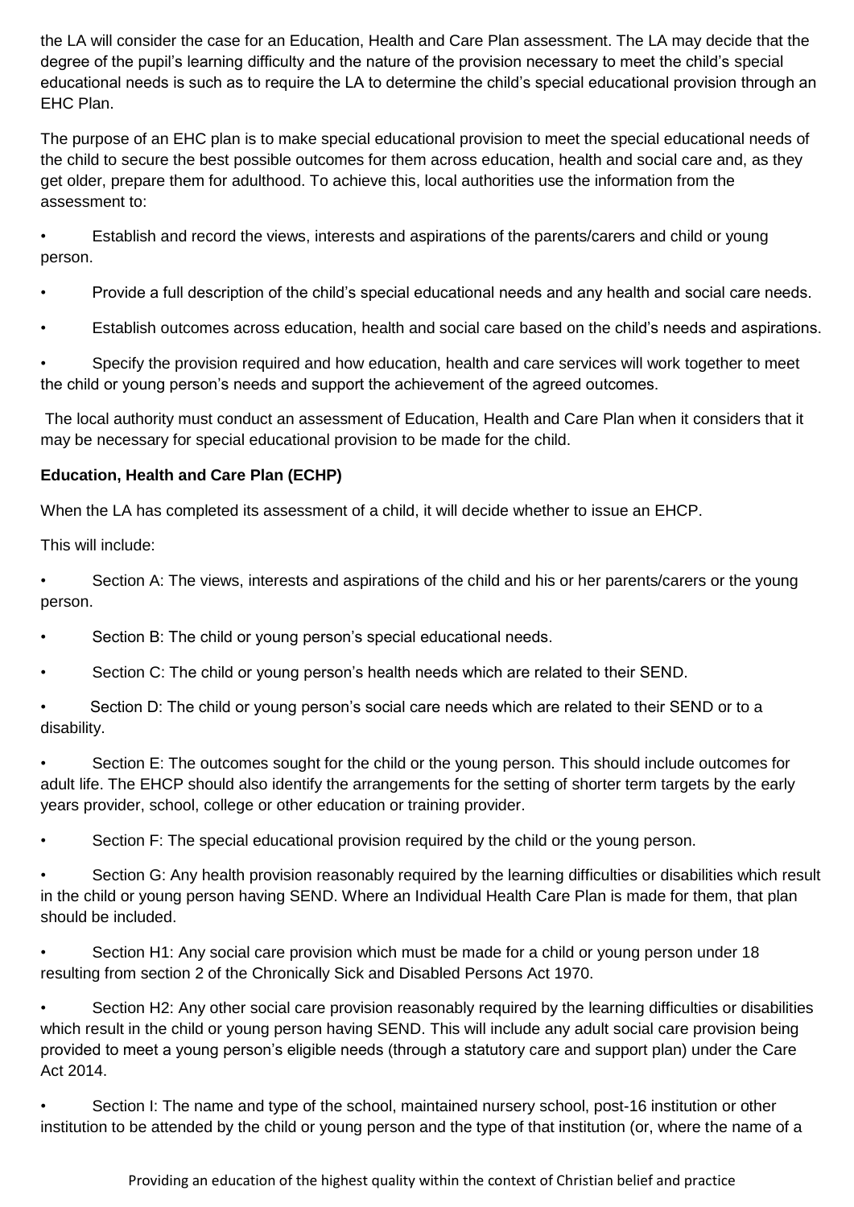the LA will consider the case for an Education, Health and Care Plan assessment. The LA may decide that the degree of the pupil's learning difficulty and the nature of the provision necessary to meet the child's special educational needs is such as to require the LA to determine the child's special educational provision through an EHC Plan.

The purpose of an EHC plan is to make special educational provision to meet the special educational needs of the child to secure the best possible outcomes for them across education, health and social care and, as they get older, prepare them for adulthood. To achieve this, local authorities use the information from the assessment to:

- Establish and record the views, interests and aspirations of the parents/carers and child or young person.
- Provide a full description of the child's special educational needs and any health and social care needs.
- Establish outcomes across education, health and social care based on the child's needs and aspirations.
- Specify the provision required and how education, health and care services will work together to meet the child or young person's needs and support the achievement of the agreed outcomes.

The local authority must conduct an assessment of Education, Health and Care Plan when it considers that it may be necessary for special educational provision to be made for the child.

**Education, Health and Care Plan (ECHP)**

When the LA has completed its assessment of a child, it will decide whether to issue an EHCP.

This will include:

- Section A: The views, interests and aspirations of the child and his or her parents/carers or the young person.
- Section B: The child or young person's special educational needs.
- Section C: The child or young person's health needs which are related to their SEND.
- Section D: The child or young person's social care needs which are related to their SEND or to a disability.
- Section E: The outcomes sought for the child or the young person. This should include outcomes for adult life. The EHCP should also identify the arrangements for the setting of shorter term targets by the early years provider, school, college or other education or training provider.
- Section F: The special educational provision required by the child or the young person.
- Section G: Any health provision reasonably required by the learning difficulties or disabilities which result in the child or young person having SEND. Where an Individual Health Care Plan is made for them, that plan should be included.
- Section H1: Any social care provision which must be made for a child or young person under 18 resulting from section 2 of the Chronically Sick and Disabled Persons Act 1970.
- Section H2: Any other social care provision reasonably required by the learning difficulties or disabilities which result in the child or young person having SEND. This will include any adult social care provision being provided to meet a young person's eligible needs (through a statutory care and support plan) under the Care Act 2014.
- Section I: The name and type of the school, maintained nursery school, post-16 institution or other institution to be attended by the child or young person and the type of that institution (or, where the name of a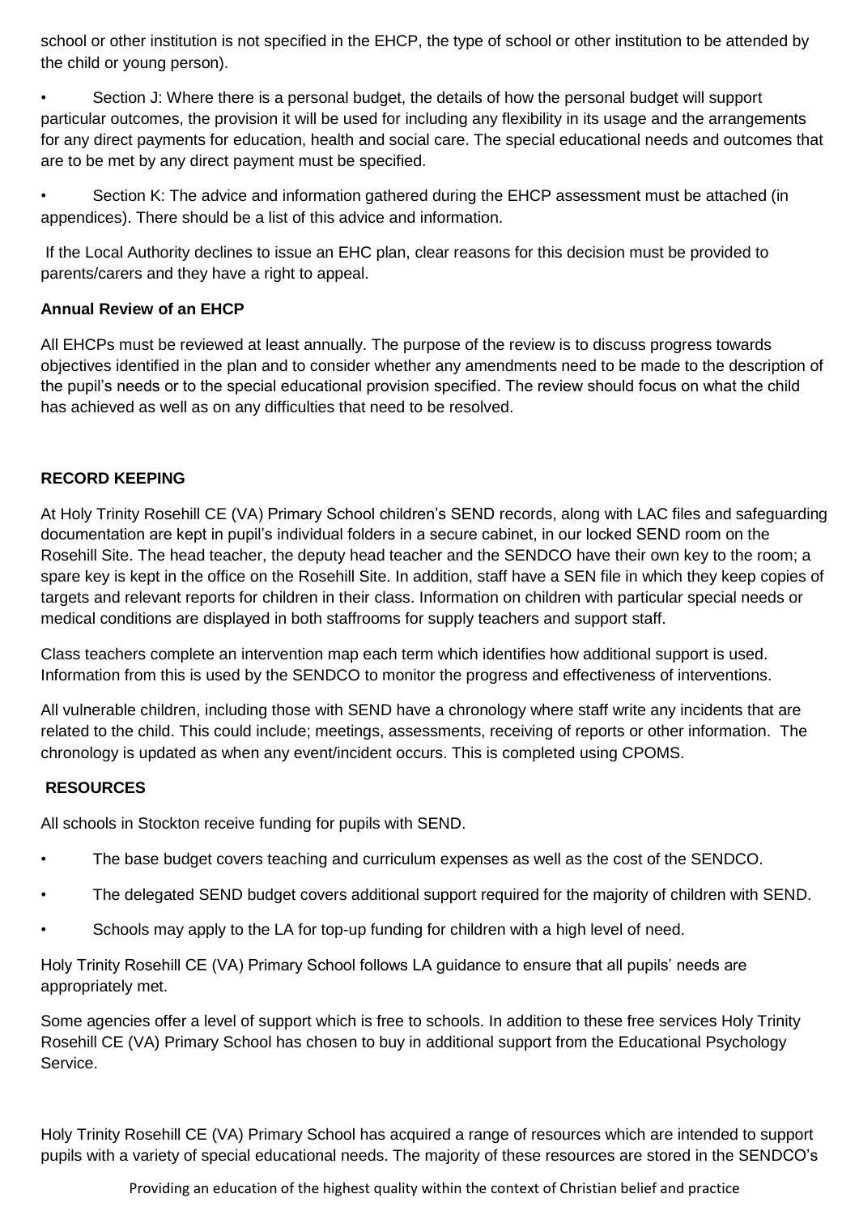school or other institution is not specified in the EHCP, the type of school or other institution to be attended by the child or young person).

- Section J: Where there is a personal budget, the details of how the personal budget will support particular outcomes, the provision it will be used for including any flexibility in its usage and the arrangements for any direct payments for education, health and social care. The special educational needs and outcomes that are to be met by any direct payment must be specified.

- Section K: The advice and information gathered during the EHCP assessment must be attached (in appendices). There should be a list of this advice and information.

If the Local Authority declines to issue an EHC plan, clear reasons for this decision must be provided to parents/carers and they have a right to appeal.

**Annual Review of an EHCP**

All EHCPs must be reviewed at least annually. The purpose of the review is to discuss progress towards objectives identified in the plan and to consider whether any amendments need to be made to the description of the pupil's needs or to the special educational provision specified. The review should focus on what the child has achieved as well as on any difficulties that need to be resolved.

**RECORD KEEPING**

At Holy Trinity Rosehill CE (VA) Primary School children's SEND records, along with LAC files and safeguarding documentation are kept in pupil's individual folders in a secure cabinet, in our locked SEND room on the Rosehill Site. The head teacher, the deputy head teacher and the SENDCO have their own key to the room; a spare key is kept in the office on the Rosehill Site. In addition, staff have a SEN file in which they keep copies of targets and relevant reports for children in their class. Information on children with particular special needs or medical conditions are displayed in both staffrooms for supply teachers and support staff.

Class teachers complete an intervention map each term which identifies how additional support is used. Information from this is used by the SENDCO to monitor the progress and effectiveness of interventions.

All vulnerable children, including those with SEND have a chronology where staff write any incidents that are related to the child. This could include; meetings, assessments, receiving of reports or other information. The chronology is updated as when any event/incident occurs. This is completed using CPOMS.

**RESOURCES**

All schools in Stockton receive funding for pupils with SEND.

- The base budget covers teaching and curriculum expenses as well as the cost of the SENDCO.
- The delegated SEND budget covers additional support required for the majority of children with SEND.
- Schools may apply to the LA for top-up funding for children with a high level of need.

Holy Trinity Rosehill CE (VA) Primary School follows LA guidance to ensure that all pupils' needs are appropriately met.

Some agencies offer a level of support which is free to schools. In addition to these free services Holy Trinity Rosehill CE (VA) Primary School has chosen to buy in additional support from the Educational Psychology Service.

Holy Trinity Rosehill CE (VA) Primary School has acquired a range of resources which are intended to support pupils with a variety of special educational needs. The majority of these resources are stored in the SENDCO's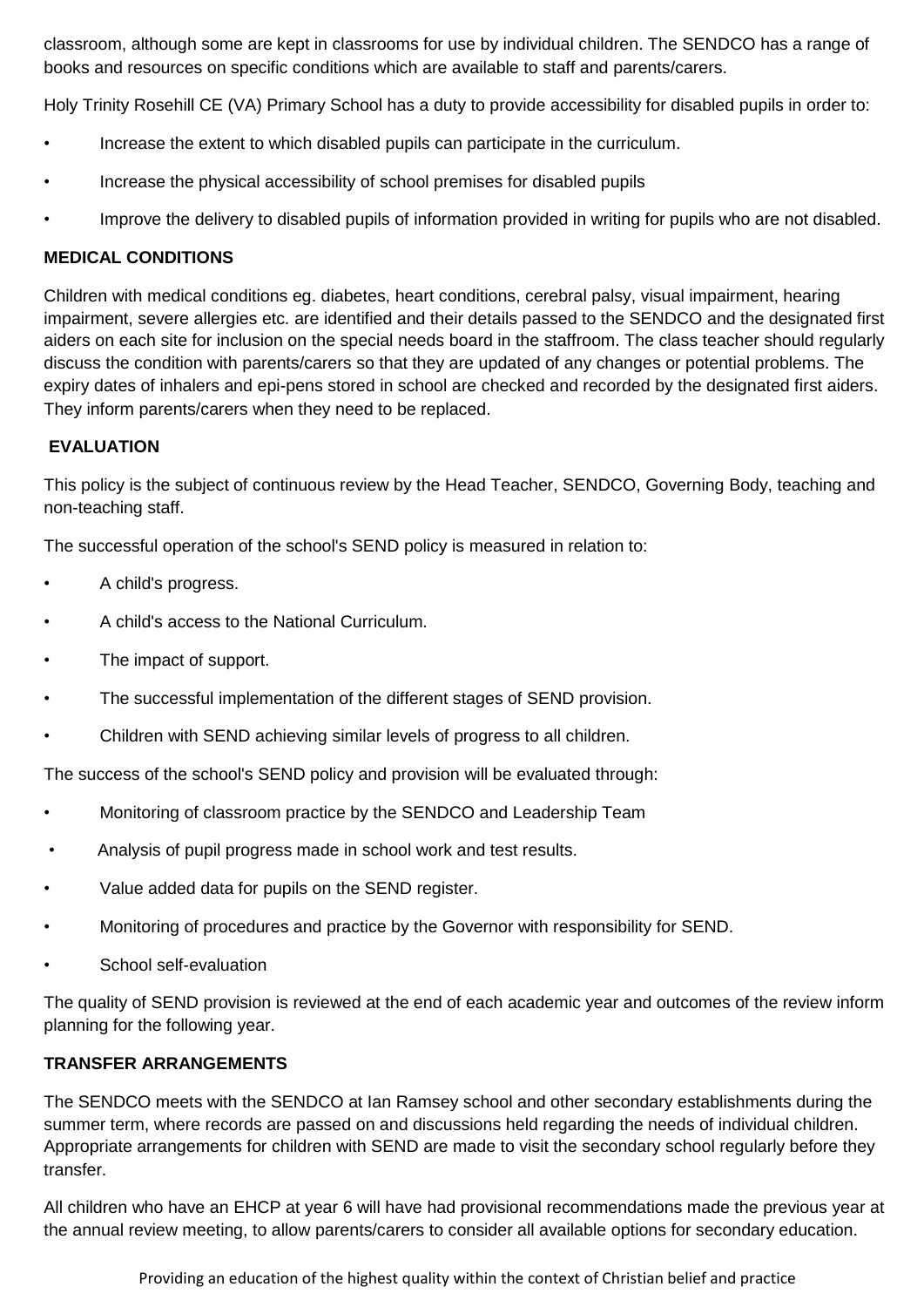classroom, although some are kept in classrooms for use by individual children. The SENDCO has a range of books and resources on specific conditions which are available to staff and parents/carers.

Holy Trinity Rosehill CE (VA) Primary School has a duty to provide accessibility for disabled pupils in order to:

- Increase the extent to which disabled pupils can participate in the curriculum.
- Increase the physical accessibility of school premises for disabled pupils
- Improve the delivery to disabled pupils of information provided in writing for pupils who are not disabled.

**MEDICAL CONDITIONS**

Children with medical conditions eg. diabetes, heart conditions, cerebral palsy, visual impairment, hearing impairment, severe allergies etc. are identified and their details passed to the SENDCO and the designated first aiders on each site for inclusion on the special needs board in the staffroom. The class teacher should regularly discuss the condition with parents/carers so that they are updated of any changes or potential problems. The expiry dates of inhalers and epi-pens stored in school are checked and recorded by the designated first aiders. They inform parents/carers when they need to be replaced.

**EVALUATION**

This policy is the subject of continuous review by the Head Teacher, SENDCO, Governing Body, teaching and non-teaching staff.

The successful operation of the school's SEND policy is measured in relation to:

- A child's progress.
- A child's access to the National Curriculum.
- The impact of support.
- The successful implementation of the different stages of SEND provision.
- Children with SEND achieving similar levels of progress to all children.

The success of the school's SEND policy and provision will be evaluated through:

- Monitoring of classroom practice by the SENDCO and Leadership Team
- Analysis of pupil progress made in school work and test results.
- Value added data for pupils on the SEND register.
- Monitoring of procedures and practice by the Governor with responsibility for SEND.
- School self-evaluation

The quality of SEND provision is reviewed at the end of each academic year and outcomes of the review inform planning for the following year.

**TRANSFER ARRANGEMENTS**

The SENDCO meets with the SENDCO at Ian Ramsey school and other secondary establishments during the summer term, where records are passed on and discussions held regarding the needs of individual children. Appropriate arrangements for children with SEND are made to visit the secondary school regularly before they transfer.

All children who have an EHCP at year 6 will have had provisional recommendations made the previous year at the annual review meeting, to allow parents/carers to consider all available options for secondary education.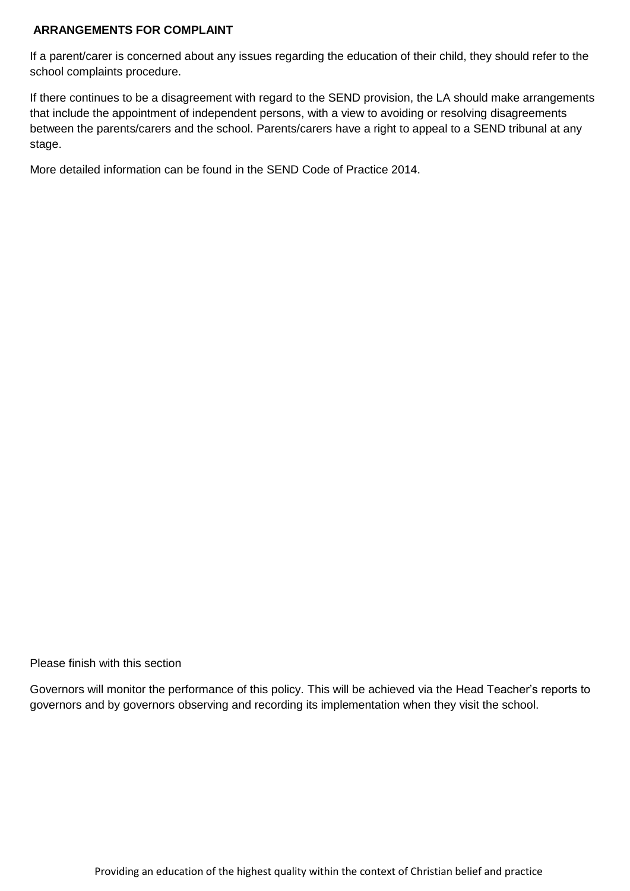**ARRANGEMENTS FOR COMPLAINT**

If a parent/carer is concerned about any issues regarding the education of their child, they should refer to the school complaints procedure.

If there continues to be a disagreement with regard to the SEND provision, the LA should make arrangements that include the appointment of independent persons, with a view to avoiding or resolving disagreements between the parents/carers and the school. Parents/carers have a right to appeal to a SEND tribunal at any stage.

More detailed information can be found in the SEND Code of Practice 2014.

Please finish with this section

Governors will monitor the performance of this policy. This will be achieved via the Head Teacher's reports to governors and by governors observing and recording its implementation when they visit the school.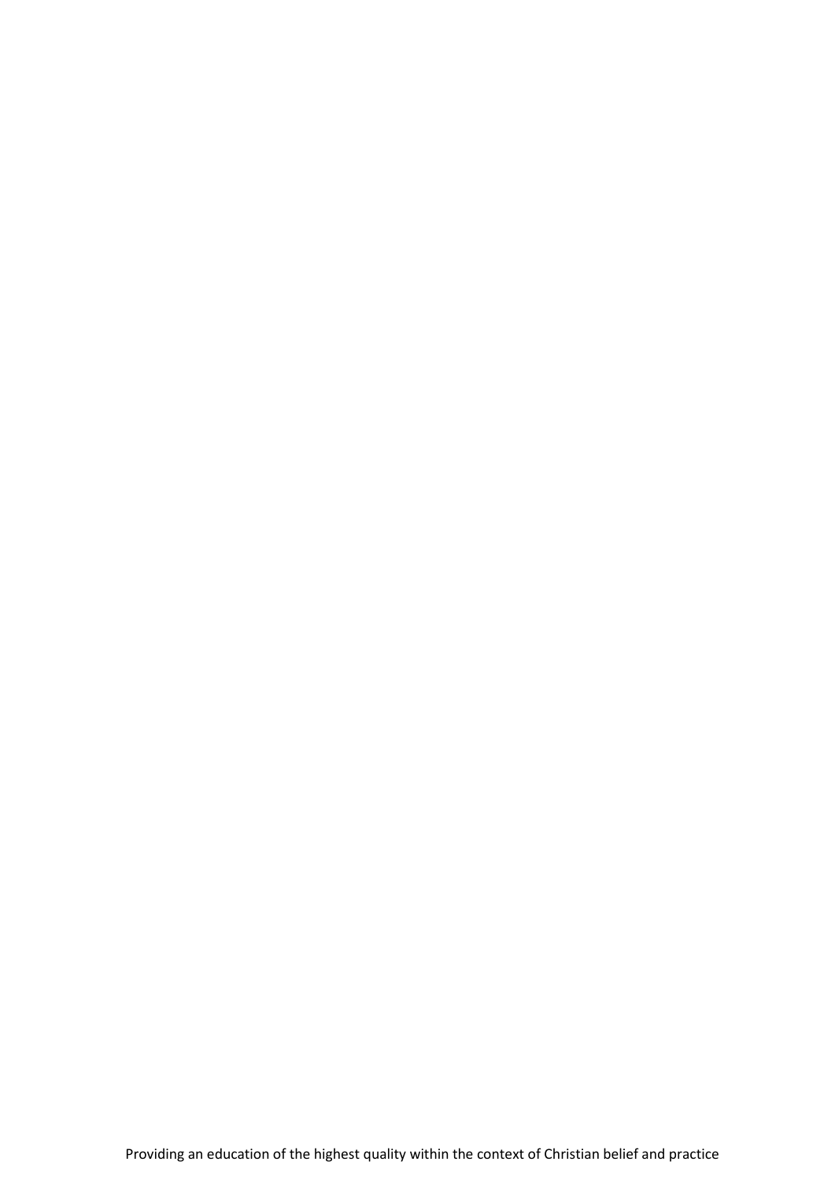Providing an education of the highest quality within the context of Christian belief and practice